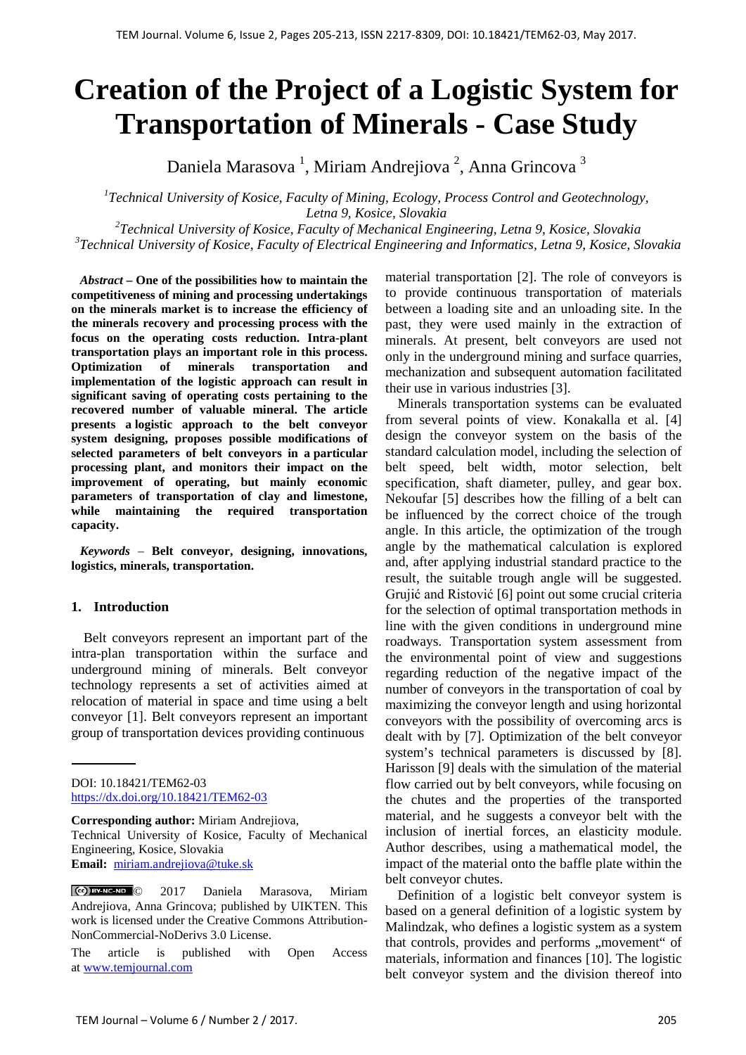# Creation of the Project of a Logistic System for Transportation of Minerals - Case Study

Daniela Marasova [1], Miriam Andrejiova [2], Anna Grincova [3]

[1]*Technical University of Kosice, Faculty of Mining, Ecology, Process Control and Geotechnology, Letna 9, Kosice, Slovakia*
[2]*Technical University of Kosice, Faculty of Mechanical Engineering, Letna 9, Kosice, Slovakia*
[3]*Technical University of Kosice, Faculty of Electrical Engineering and Informatics, Letna 9, Kosice, Slovakia*

***Abstract* – One of the possibilities how to maintain the competitiveness of mining and processing undertakings on the minerals market is to increase the efficiency of the minerals recovery and processing process with the focus on the operating costs reduction. Intra-plant transportation plays an important role in this process. Optimization of minerals transportation and implementation of the logistic approach can result in significant saving of operating costs pertaining to the recovered number of valuable mineral. The article presents a logistic approach to the belt conveyor system designing, proposes possible modifications of selected parameters of belt conveyors in a particular processing plant, and monitors their impact on the improvement of operating, but mainly economic parameters of transportation of clay and limestone, while maintaining the required transportation capacity.**

***Keywords* – Belt conveyor, designing, innovations, logistics, minerals, transportation.**

## 1. Introduction

Belt conveyors represent an important part of the intra-plan transportation within the surface and underground mining of minerals. Belt conveyor technology represents a set of activities aimed at relocation of material in space and time using a belt conveyor [1]. Belt conveyors represent an important group of transportation devices providing continuous material transportation [2]. The role of conveyors is to provide continuous transportation of materials between a loading site and an unloading site. In the past, they were used mainly in the extraction of minerals. At present, belt conveyors are used not only in the underground mining and surface quarries, mechanization and subsequent automation facilitated their use in various industries [3].

Minerals transportation systems can be evaluated from several points of view. Konakalla et al. [4] design the conveyor system on the basis of the standard calculation model, including the selection of belt speed, belt width, motor selection, belt specification, shaft diameter, pulley, and gear box. Nekoufar [5] describes how the filling of a belt can be influenced by the correct choice of the trough angle. In this article, the optimization of the trough angle by the mathematical calculation is explored and, after applying industrial standard practice to the result, the suitable trough angle will be suggested. Grujić and Ristović [6] point out some crucial criteria for the selection of optimal transportation methods in line with the given conditions in underground mine roadways. Transportation system assessment from the environmental point of view and suggestions regarding reduction of the negative impact of the number of conveyors in the transportation of coal by maximizing the conveyor length and using horizontal conveyors with the possibility of overcoming arcs is dealt with by [7]. Optimization of the belt conveyor system's technical parameters is discussed by [8]. Harisson [9] deals with the simulation of the material flow carried out by belt conveyors, while focusing on the chutes and the properties of the transported material, and he suggests a conveyor belt with the inclusion of inertial forces, an elasticity module. Author describes, using a mathematical model, the impact of the material onto the baffle plate within the belt conveyor chutes.

Definition of a logistic belt conveyor system is based on a general definition of a logistic system by Malindzak, who defines a logistic system as a system that controls, provides and performs „movement" of materials, information and finances [10]. The logistic belt conveyor system and the division thereof into

---

DOI: 10.18421/TEM62-03
https://dx.doi.org/10.18421/TEM62-03

**Corresponding author:** Miriam Andrejiova,
Technical University of Kosice, Faculty of Mechanical Engineering, Kosice, Slovakia
**Email:** miriam.andrejiova@tuke.sk

© 2017 Daniela Marasova, Miriam Andrejiova, Anna Grincova; published by UIKTEN. This work is licensed under the Creative Commons Attribution-NonCommercial-NoDerivs 3.0 License.

The article is published with Open Access at www.temjournal.com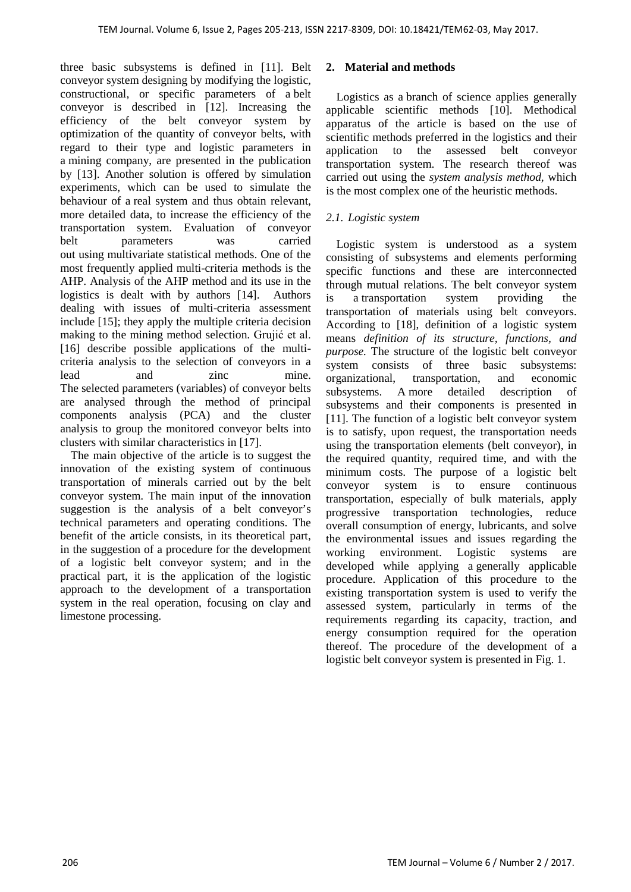three basic subsystems is defined in [11]. Belt conveyor system designing by modifying the logistic, constructional, or specific parameters of a belt conveyor is described in [12]. Increasing the efficiency of the belt conveyor system by optimization of the quantity of conveyor belts, with regard to their type and logistic parameters in a mining company, are presented in the publication by [13]. Another solution is offered by simulation experiments, which can be used to simulate the behaviour of a real system and thus obtain relevant, more detailed data, to increase the efficiency of the transportation system. Evaluation of conveyor belt parameters was carried out using multivariate statistical methods. One of the most frequently applied multi-criteria methods is the AHP. Analysis of the AHP method and its use in the logistics is dealt with by authors [14]. Authors dealing with issues of multi-criteria assessment include [15]; they apply the multiple criteria decision making to the mining method selection. Grujić et al. [16] describe possible applications of the multi-criteria analysis to the selection of conveyors in a lead and zinc mine. The selected parameters (variables) of conveyor belts are analysed through the method of principal components analysis (PCA) and the cluster analysis to group the monitored conveyor belts into clusters with similar characteristics in [17].

The main objective of the article is to suggest the innovation of the existing system of continuous transportation of minerals carried out by the belt conveyor system. The main input of the innovation suggestion is the analysis of a belt conveyor's technical parameters and operating conditions. The benefit of the article consists, in its theoretical part, in the suggestion of a procedure for the development of a logistic belt conveyor system; and in the practical part, it is the application of the logistic approach to the development of a transportation system in the real operation, focusing on clay and limestone processing.

## 2. Material and methods

Logistics as a branch of science applies generally applicable scientific methods [10]. Methodical apparatus of the article is based on the use of scientific methods preferred in the logistics and their application to the assessed belt conveyor transportation system. The research thereof was carried out using the *system analysis method*, which is the most complex one of the heuristic methods.

### 2.1. Logistic system

Logistic system is understood as a system consisting of subsystems and elements performing specific functions and these are interconnected through mutual relations. The belt conveyor system is a transportation system providing the transportation of materials using belt conveyors. According to [18], definition of a logistic system means *definition of its structure, functions, and purpose.* The structure of the logistic belt conveyor system consists of three basic subsystems: organizational, transportation, and economic subsystems. A more detailed description of subsystems and their components is presented in [11]. The function of a logistic belt conveyor system is to satisfy, upon request, the transportation needs using the transportation elements (belt conveyor), in the required quantity, required time, and with the minimum costs. The purpose of a logistic belt conveyor system is to ensure continuous transportation, especially of bulk materials, apply progressive transportation technologies, reduce overall consumption of energy, lubricants, and solve the environmental issues and issues regarding the working environment. Logistic systems are developed while applying a generally applicable procedure. Application of this procedure to the existing transportation system is used to verify the assessed system, particularly in terms of the requirements regarding its capacity, traction, and energy consumption required for the operation thereof. The procedure of the development of a logistic belt conveyor system is presented in Fig. 1.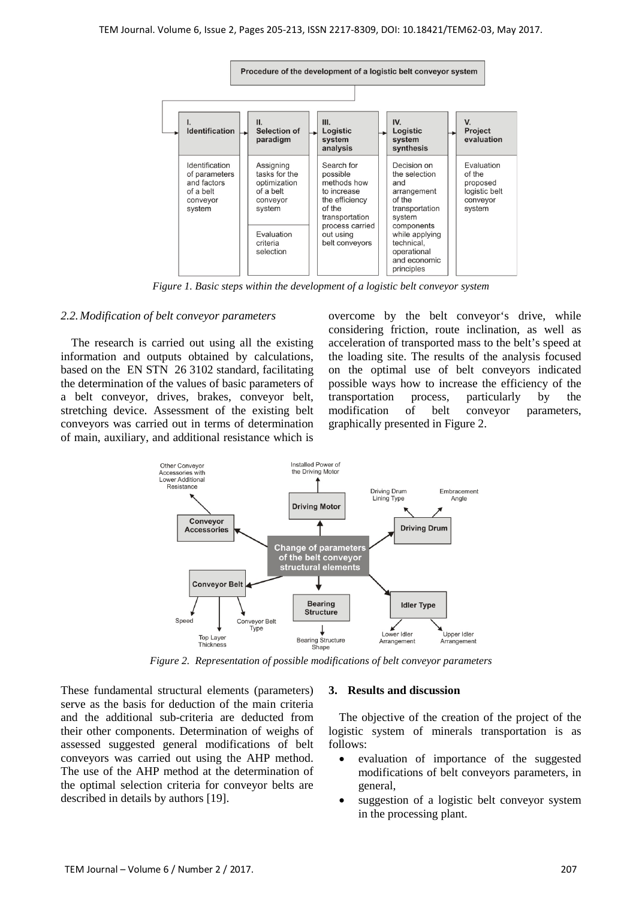Figure 1. Basic steps within the development of a logistic belt conveyor system

### 2.2. Modification of belt conveyor parameters

The research is carried out using all the existing information and outputs obtained by calculations, based on the EN STN 26 3102 standard, facilitating the determination of the values of basic parameters of a belt conveyor, drives, brakes, conveyor belt, stretching device. Assessment of the existing belt conveyors was carried out in terms of determination of main, auxiliary, and additional resistance which is overcome by the belt conveyor's drive, while considering friction, route inclination, as well as acceleration of transported mass to the belt's speed at the loading site. The results of the analysis focused on the optimal use of belt conveyors indicated possible ways how to increase the efficiency of the transportation process, particularly by the modification of belt conveyor parameters, graphically presented in Figure 2.

Figure 2. Representation of possible modifications of belt conveyor parameters

These fundamental structural elements (parameters) serve as the basis for deduction of the main criteria and the additional sub-criteria are deducted from their other components. Determination of weighs of assessed suggested general modifications of belt conveyors was carried out using the AHP method. The use of the AHP method at the determination of the optimal selection criteria for conveyor belts are described in details by authors [19].

## 3. Results and discussion

The objective of the creation of the project of the logistic system of minerals transportation is as follows:

- evaluation of importance of the suggested modifications of belt conveyors parameters, in general,
- suggestion of a logistic belt conveyor system in the processing plant.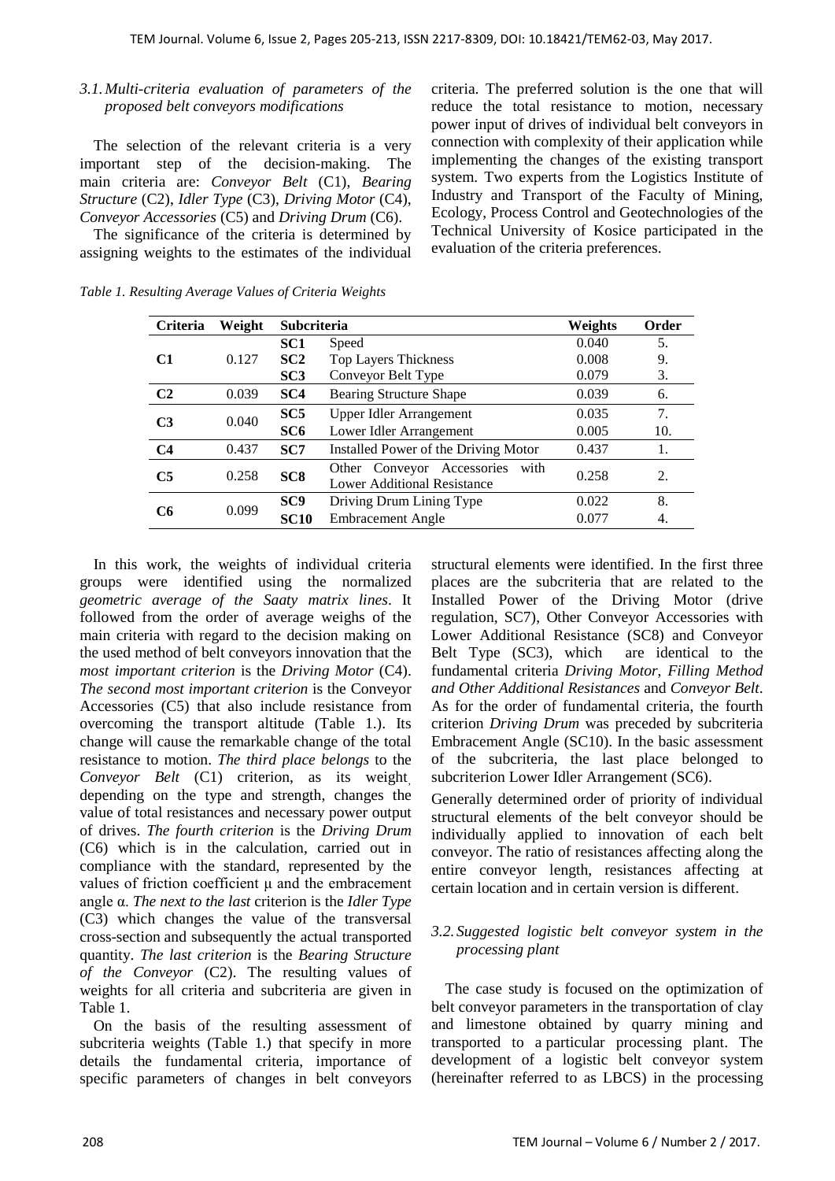### 3.1. Multi-criteria evaluation of parameters of the proposed belt conveyors modifications

The selection of the relevant criteria is a very important step of the decision-making. The main criteria are: *Conveyor Belt* (C1), *Bearing Structure* (C2), *Idler Type* (C3), *Driving Motor* (C4), *Conveyor Accessories* (C5) and *Driving Drum* (C6).

The significance of the criteria is determined by assigning weights to the estimates of the individual criteria. The preferred solution is the one that will reduce the total resistance to motion, necessary power input of drives of individual belt conveyors in connection with complexity of their application while implementing the changes of the existing transport system. Two experts from the Logistics Institute of Industry and Transport of the Faculty of Mining, Ecology, Process Control and Geotechnologies of the Technical University of Kosice participated in the evaluation of the criteria preferences.

*Table 1. Resulting Average Values of Criteria Weights*

| Criteria | Weight | Subcriteria | | Weights | Order |
|---|---|---|---|---|---|
| **C1** | 0.127 | **SC1** | Speed | 0.040 | 5. |
| | | **SC2** | Top Layers Thickness | 0.008 | 9. |
| | | **SC3** | Conveyor Belt Type | 0.079 | 3. |
| **C2** | 0.039 | **SC4** | Bearing Structure Shape | 0.039 | 6. |
| **C3** | 0.040 | **SC5** | Upper Idler Arrangement | 0.035 | 7. |
| | | **SC6** | Lower Idler Arrangement | 0.005 | 10. |
| **C4** | 0.437 | **SC7** | Installed Power of the Driving Motor | 0.437 | 1. |
| **C5** | 0.258 | **SC8** | Other Conveyor Accessories with Lower Additional Resistance | 0.258 | 2. |
| **C6** | 0.099 | **SC9** | Driving Drum Lining Type | 0.022 | 8. |
| | | **SC10** | Embracement Angle | 0.077 | 4. |

In this work, the weights of individual criteria groups were identified using the normalized *geometric average of the Saaty matrix lines*. It followed from the order of average weighs of the main criteria with regard to the decision making on the used method of belt conveyors innovation that the *most important criterion* is the *Driving Motor* (C4). *The second most important criterion* is the Conveyor Accessories (C5) that also include resistance from overcoming the transport altitude (Table 1.). Its change will cause the remarkable change of the total resistance to motion. *The third place belongs* to the *Conveyor Belt* (C1) criterion, as its weight, depending on the type and strength, changes the value of total resistances and necessary power output of drives. *The fourth criterion* is the *Driving Drum* (C6) which is in the calculation, carried out in compliance with the standard, represented by the values of friction coefficient μ and the embracement angle α. *The next to the last* criterion is the *Idler Type* (C3) which changes the value of the transversal cross-section and subsequently the actual transported quantity. *The last criterion* is the *Bearing Structure of the Conveyor* (C2). The resulting values of weights for all criteria and subcriteria are given in Table 1.

On the basis of the resulting assessment of subcriteria weights (Table 1.) that specify in more details the fundamental criteria, importance of specific parameters of changes in belt conveyors structural elements were identified. In the first three places are the subcriteria that are related to the Installed Power of the Driving Motor (drive regulation, SC7), Other Conveyor Accessories with Lower Additional Resistance (SC8) and Conveyor Belt Type (SC3), which are identical to the fundamental criteria *Driving Motor*, *Filling Method and Other Additional Resistances* and *Conveyor Belt*. As for the order of fundamental criteria, the fourth criterion *Driving Drum* was preceded by subcriteria Embracement Angle (SC10). In the basic assessment of the subcriteria, the last place belonged to subcriterion Lower Idler Arrangement (SC6).

Generally determined order of priority of individual structural elements of the belt conveyor should be individually applied to innovation of each belt conveyor. The ratio of resistances affecting along the entire conveyor length, resistances affecting at certain location and in certain version is different.

### 3.2. Suggested logistic belt conveyor system in the processing plant

The case study is focused on the optimization of belt conveyor parameters in the transportation of clay and limestone obtained by quarry mining and transported to a particular processing plant. The development of a logistic belt conveyor system (hereinafter referred to as LBCS) in the processing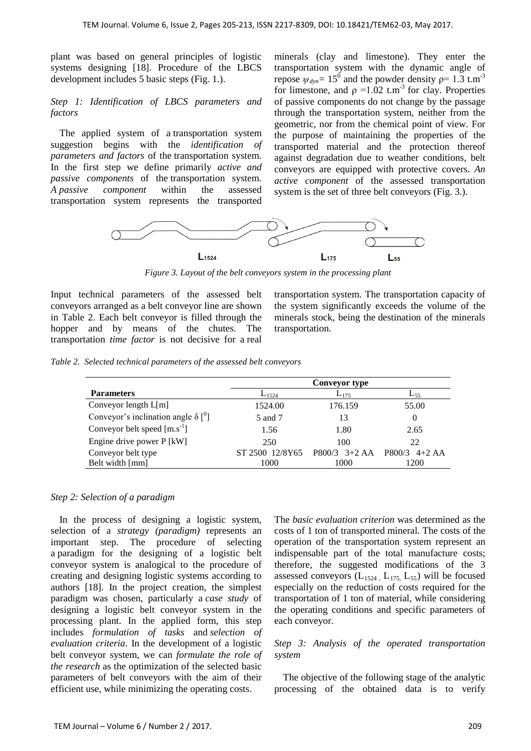plant was based on general principles of logistic systems designing [18]. Procedure of the LBCS development includes 5 basic steps (Fig. 1.).

*Step 1: Identification of LBCS parameters and factors*

The applied system of a transportation system suggestion begins with the *identification of parameters and factors* of the transportation system. In the first step we define primarily *active and passive components* of the transportation system. *A passive component* within the assessed transportation system represents the transported minerals (clay and limestone). They enter the transportation system with the dynamic angle of repose $\psi_{dyn} = 15^0$ and the powder density $\rho = 1.3$ t.m$^{-3}$ for limestone, and $\rho = 1.02$ t.m$^{-3}$ for clay. Properties of passive components do not change by the passage through the transportation system, neither from the geometric, nor from the chemical point of view. For the purpose of maintaining the properties of the transported material and the protection thereof against degradation due to weather conditions, belt conveyors are equipped with protective covers. *An active component* of the assessed transportation system is the set of three belt conveyors (Fig. 3.).

*Figure 3. Layout of the belt conveyors system in the processing plant*

Input technical parameters of the assessed belt conveyors arranged as a belt conveyor line are shown in Table 2. Each belt conveyor is filled through the hopper and by means of the chutes. The transportation *time factor* is not decisive for a real transportation system. The transportation capacity of the system significantly exceeds the volume of the minerals stock, being the destination of the minerals transportation.

*Table 2. Selected technical parameters of the assessed belt conveyors*

| Parameters | Conveyor type | | |
|---|---|---|---|
| | $L_{1524}$ | $L_{175}$ | $L_{55}$ |
| Conveyor length L[m] | 1524.00 | 176.159 | 55.00 |
| Conveyor's inclination angle $\delta$ [$^0$] | 5 and 7 | 13 | 0 |
| Conveyor belt speed [m.s$^{-1}$] | 1.56 | 1.80 | 2.65 |
| Engine drive power P [kW] | 250 | 100 | 22 |
| Conveyor belt type | ST 2500 12/8Y65 | P800/3 3+2 AA | P800/3 4+2 AA |
| Belt width [mm] | 1000 | 1000 | 1200 |

*Step 2: Selection of a paradigm*

In the process of designing a logistic system, selection of a *strategy (paradigm)* represents an important step. The procedure of selecting a paradigm for the designing of a logistic belt conveyor system is analogical to the procedure of creating and designing logistic systems according to authors [18]. In the project creation, the simplest paradigm was chosen, particularly a *case study* of designing a logistic belt conveyor system in the processing plant. In the applied form, this step includes *formulation of tasks* and *selection of evaluation criteria*. In the development of a logistic belt conveyor system, we can *formulate the role of the research* as the optimization of the selected basic parameters of belt conveyors with the aim of their efficient use, while minimizing the operating costs.

The *basic evaluation criterion* was determined as the costs of 1 ton of transported mineral. The costs of the operation of the transportation system represent an indispensable part of the total manufacture costs; therefore, the suggested modifications of the 3 assessed conveyors ($L_{1524}$, $L_{175}$, $L_{55}$) will be focused especially on the reduction of costs required for the transportation of 1 ton of material, while considering the operating conditions and specific parameters of each conveyor.

*Step 3: Analysis of the operated transportation system*

The objective of the following stage of the analytic processing of the obtained data is to verify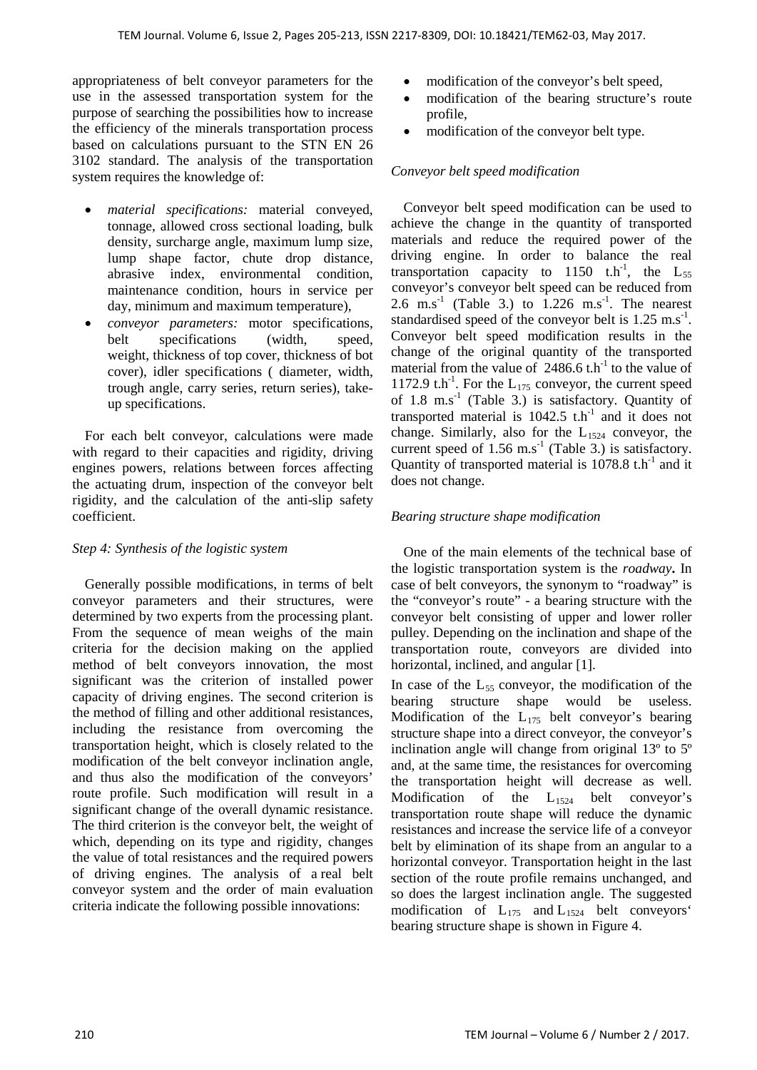appropriateness of belt conveyor parameters for the use in the assessed transportation system for the purpose of searching the possibilities how to increase the efficiency of the minerals transportation process based on calculations pursuant to the STN EN 26 3102 standard. The analysis of the transportation system requires the knowledge of:

- *material specifications:* material conveyed, tonnage, allowed cross sectional loading, bulk density, surcharge angle, maximum lump size, lump shape factor, chute drop distance, abrasive index, environmental condition, maintenance condition, hours in service per day, minimum and maximum temperature),
- *conveyor parameters:* motor specifications, belt specifications (width, speed, weight, thickness of top cover, thickness of bot cover), idler specifications ( diameter, width, trough angle, carry series, return series), take-up specifications.

For each belt conveyor, calculations were made with regard to their capacities and rigidity, driving engines powers, relations between forces affecting the actuating drum, inspection of the conveyor belt rigidity, and the calculation of the anti-slip safety coefficient.

*Step 4: Synthesis of the logistic system*

Generally possible modifications, in terms of belt conveyor parameters and their structures, were determined by two experts from the processing plant. From the sequence of mean weighs of the main criteria for the decision making on the applied method of belt conveyors innovation, the most significant was the criterion of installed power capacity of driving engines. The second criterion is the method of filling and other additional resistances, including the resistance from overcoming the transportation height, which is closely related to the modification of the belt conveyor inclination angle, and thus also the modification of the conveyors' route profile. Such modification will result in a significant change of the overall dynamic resistance. The third criterion is the conveyor belt, the weight of which, depending on its type and rigidity, changes the value of total resistances and the required powers of driving engines. The analysis of a real belt conveyor system and the order of main evaluation criteria indicate the following possible innovations:

- modification of the conveyor's belt speed,
- modification of the bearing structure's route profile,
- modification of the conveyor belt type.

*Conveyor belt speed modification*

Conveyor belt speed modification can be used to achieve the change in the quantity of transported materials and reduce the required power of the driving engine. In order to balance the real transportation capacity to 1150 $t.h^{-1}$, the $L_{55}$ conveyor's conveyor belt speed can be reduced from 2.6 $m.s^{-1}$ (Table 3.) to 1.226 $m.s^{-1}$. The nearest standardised speed of the conveyor belt is 1.25 $m.s^{-1}$. Conveyor belt speed modification results in the change of the original quantity of the transported material from the value of 2486.6 $t.h^{-1}$ to the value of 1172.9 $t.h^{-1}$. For the $L_{175}$ conveyor, the current speed of 1.8 $m.s^{-1}$ (Table 3.) is satisfactory. Quantity of transported material is 1042.5 $t.h^{-1}$ and it does not change. Similarly, also for the $L_{1524}$ conveyor, the current speed of 1.56 $m.s^{-1}$ (Table 3.) is satisfactory. Quantity of transported material is 1078.8 $t.h^{-1}$ and it does not change.

*Bearing structure shape modification*

One of the main elements of the technical base of the logistic transportation system is the ***roadway***. In case of belt conveyors, the synonym to "roadway" is the "conveyor's route" - a bearing structure with the conveyor belt consisting of upper and lower roller pulley. Depending on the inclination and shape of the transportation route, conveyors are divided into horizontal, inclined, and angular [1].

In case of the $L_{55}$ conveyor, the modification of the bearing structure shape would be useless. Modification of the $L_{175}$ belt conveyor's bearing structure shape into a direct conveyor, the conveyor's inclination angle will change from original 13º to 5º and, at the same time, the resistances for overcoming the transportation height will decrease as well. Modification of the $L_{1524}$ belt conveyor's transportation route shape will reduce the dynamic resistances and increase the service life of a conveyor belt by elimination of its shape from an angular to a horizontal conveyor. Transportation height in the last section of the route profile remains unchanged, and so does the largest inclination angle. The suggested modification of $L_{175}$ and $L_{1524}$ belt conveyors' bearing structure shape is shown in Figure 4.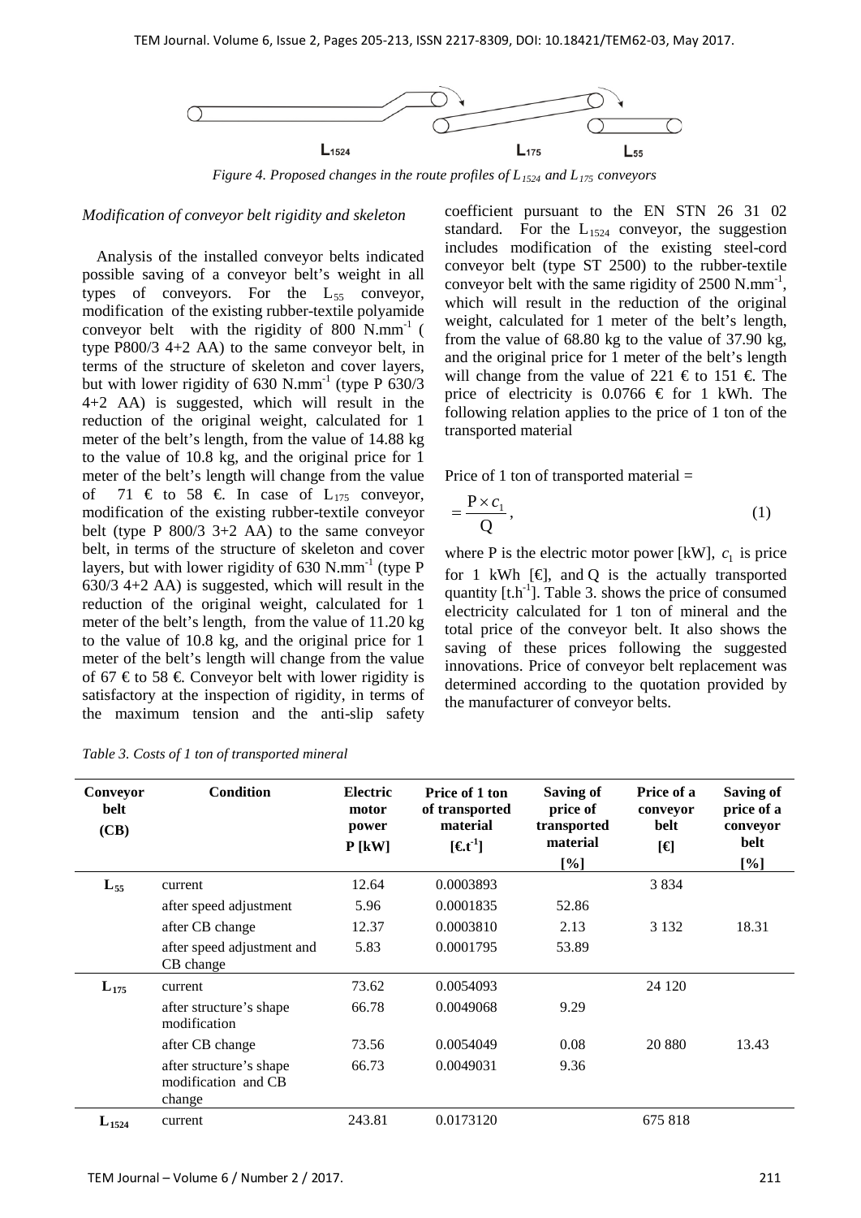Figure 4. Proposed changes in the route profiles of $L_{1524}$ and $L_{175}$ conveyors

*Modification of conveyor belt rigidity and skeleton*

Analysis of the installed conveyor belts indicated possible saving of a conveyor belt's weight in all types of conveyors. For the $L_{55}$ conveyor, modification of the existing rubber-textile polyamide conveyor belt with the rigidity of 800 $N.mm^{-1}$ (type P800/3 4+2 AA) to the same conveyor belt, in terms of the structure of skeleton and cover layers, but with lower rigidity of 630 $N.mm^{-1}$ (type P 630/3 4+2 AA) is suggested, which will result in the reduction of the original weight, calculated for 1 meter of the belt's length, from the value of 14.88 kg to the value of 10.8 kg, and the original price for 1 meter of the belt's length will change from the value of 71 € to 58 €. In case of $L_{175}$ conveyor, modification of the existing rubber-textile conveyor belt (type P 800/3 3+2 AA) to the same conveyor belt, in terms of the structure of skeleton and cover layers, but with lower rigidity of 630 $N.mm^{-1}$ (type P 630/3 4+2 AA) is suggested, which will result in the reduction of the original weight, calculated for 1 meter of the belt's length, from the value of 11.20 kg to the value of 10.8 kg, and the original price for 1 meter of the belt's length will change from the value of 67 € to 58 €. Conveyor belt with lower rigidity is satisfactory at the inspection of rigidity, in terms of the maximum tension and the anti-slip safety coefficient pursuant to the EN STN 26 31 02 standard. For the $L_{1524}$ conveyor, the suggestion includes modification of the existing steel-cord conveyor belt (type ST 2500) to the rubber-textile conveyor belt with the same rigidity of 2500 $N.mm^{-1}$, which will result in the reduction of the original weight, calculated for 1 meter of the belt's length, from the value of 68.80 kg to the value of 37.90 kg, and the original price for 1 meter of the belt's length will change from the value of 221 € to 151 €. The price of electricity is 0.0766 € for 1 kWh. The following relation applies to the price of 1 ton of the transported material

Price of 1 ton of transported material =

$$= \frac{P \times c_1}{Q}, \tag{1}$$

where P is the electric motor power [kW], $c_1$ is price for 1 kWh [€], and Q is the actually transported quantity [$t.h^{-1}$]. Table 3. shows the price of consumed electricity calculated for 1 ton of mineral and the total price of the conveyor belt. It also shows the saving of these prices following the suggested innovations. Price of conveyor belt replacement was determined according to the quotation provided by the manufacturer of conveyor belts.

*Table 3. Costs of 1 ton of transported mineral*

| Conveyor belt (CB) | Condition | Electric motor power P [kW] | Price of 1 ton of transported material [$€.t^{-1}$] | Saving of price of transported material [%] | Price of a conveyor belt [€] | Saving of price of a conveyor belt [%] |
|---|---|---|---|---|---|---|
| $L_{55}$ | current | 12.64 | 0.0003893 | | 3 834 | |
| | after speed adjustment | 5.96 | 0.0001835 | 52.86 | | |
| | after CB change | 12.37 | 0.0003810 | 2.13 | 3 132 | 18.31 |
| | after speed adjustment and CB change | 5.83 | 0.0001795 | 53.89 | | |
| $L_{175}$ | current | 73.62 | 0.0054093 | | 24 120 | |
| | after structure's shape modification | 66.78 | 0.0049068 | 9.29 | | |
| | after CB change | 73.56 | 0.0054049 | 0.08 | 20 880 | 13.43 |
| | after structure's shape modification and CB change | 66.73 | 0.0049031 | 9.36 | | |
| $L_{1524}$ | current | 243.81 | 0.0173120 | | 675 818 | |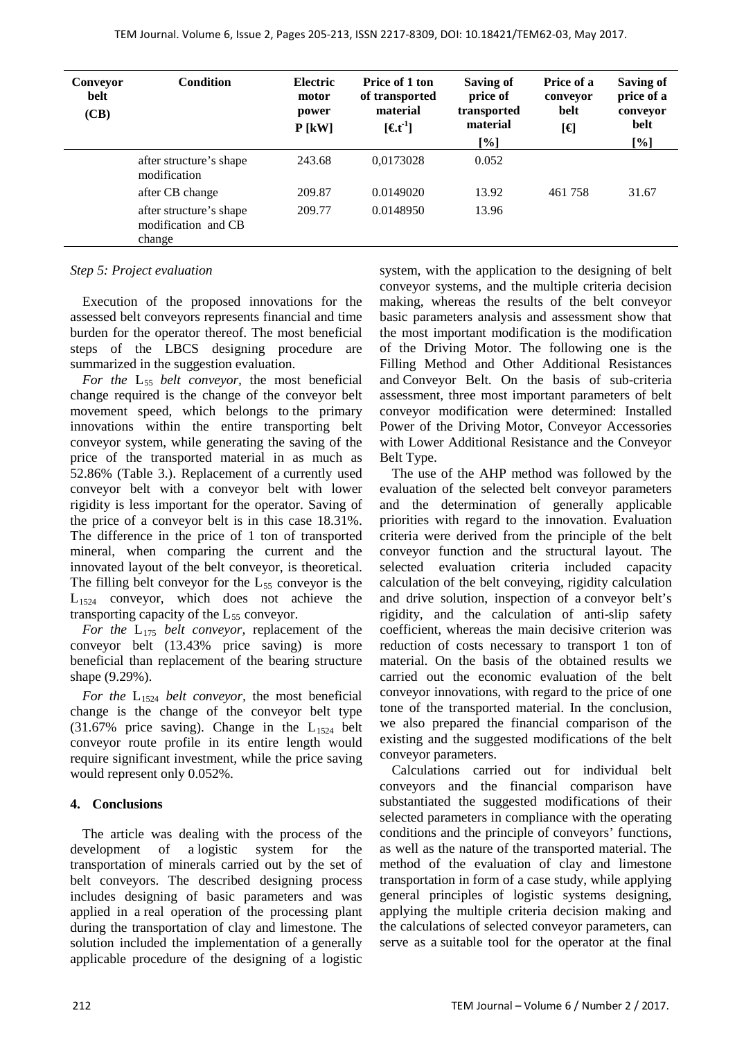| Conveyor belt (CB) | Condition | Electric motor power P [kW] | Price of 1 ton of transported material [€.t$^{-1}$] | Saving of price of transported material [%] | Price of a conveyor belt [€] | Saving of price of a conveyor belt [%] |
|---|---|---|---|---|---|---|
| | after structure's shape modification | 243.68 | 0,0173028 | 0.052 | | |
| | after CB change | 209.87 | 0.0149020 | 13.92 | 461 758 | 31.67 |
| | after structure's shape modification and CB change | 209.77 | 0.0148950 | 13.96 | | |

*Step 5: Project evaluation*

Execution of the proposed innovations for the assessed belt conveyors represents financial and time burden for the operator thereof. The most beneficial steps of the LBCS designing procedure are summarized in the suggestion evaluation.

*For the* $L_{55}$ *belt conveyor,* the most beneficial change required is the change of the conveyor belt movement speed, which belongs to the primary innovations within the entire transporting belt conveyor system, while generating the saving of the price of the transported material in as much as 52.86% (Table 3.). Replacement of a currently used conveyor belt with a conveyor belt with lower rigidity is less important for the operator. Saving of the price of a conveyor belt is in this case 18.31%. The difference in the price of 1 ton of transported mineral, when comparing the current and the innovated layout of the belt conveyor, is theoretical. The filling belt conveyor for the $L_{55}$ conveyor is the $L_{1524}$ conveyor, which does not achieve the transporting capacity of the $L_{55}$ conveyor.

*For the* $L_{175}$ *belt conveyor,* replacement of the conveyor belt (13.43% price saving) is more beneficial than replacement of the bearing structure shape (9.29%).

*For the* $L_{1524}$ *belt conveyor*, the most beneficial change is the change of the conveyor belt type (31.67% price saving). Change in the $L_{1524}$ belt conveyor route profile in its entire length would require significant investment, while the price saving would represent only 0.052%.

## 4. Conclusions

The article was dealing with the process of the development of a logistic system for the transportation of minerals carried out by the set of belt conveyors. The described designing process includes designing of basic parameters and was applied in a real operation of the processing plant during the transportation of clay and limestone. The solution included the implementation of a generally applicable procedure of the designing of a logistic system, with the application to the designing of belt conveyor systems, and the multiple criteria decision making, whereas the results of the belt conveyor basic parameters analysis and assessment show that the most important modification is the modification of the Driving Motor. The following one is the Filling Method and Other Additional Resistances and Conveyor Belt. On the basis of sub-criteria assessment, three most important parameters of belt conveyor modification were determined: Installed Power of the Driving Motor, Conveyor Accessories with Lower Additional Resistance and the Conveyor Belt Type.

The use of the AHP method was followed by the evaluation of the selected belt conveyor parameters and the determination of generally applicable priorities with regard to the innovation. Evaluation criteria were derived from the principle of the belt conveyor function and the structural layout. The selected evaluation criteria included capacity calculation of the belt conveying, rigidity calculation and drive solution, inspection of a conveyor belt's rigidity, and the calculation of anti-slip safety coefficient, whereas the main decisive criterion was reduction of costs necessary to transport 1 ton of material. On the basis of the obtained results we carried out the economic evaluation of the belt conveyor innovations, with regard to the price of one tone of the transported material. In the conclusion, we also prepared the financial comparison of the existing and the suggested modifications of the belt conveyor parameters.

Calculations carried out for individual belt conveyors and the financial comparison have substantiated the suggested modifications of their selected parameters in compliance with the operating conditions and the principle of conveyors' functions, as well as the nature of the transported material. The method of the evaluation of clay and limestone transportation in form of a case study, while applying general principles of logistic systems designing, applying the multiple criteria decision making and the calculations of selected conveyor parameters, can serve as a suitable tool for the operator at the final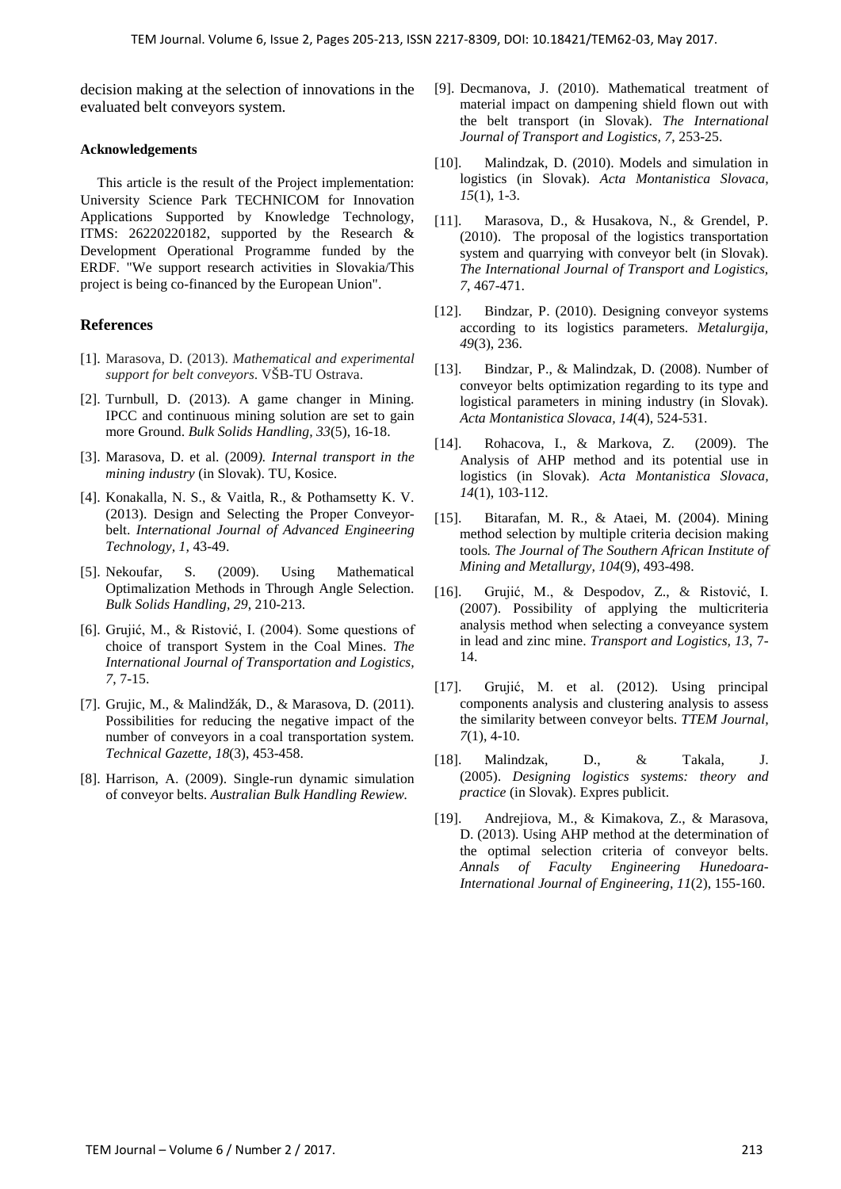decision making at the selection of innovations in the evaluated belt conveyors system.

#### Acknowledgements

This article is the result of the Project implementation: University Science Park TECHNICOM for Innovation Applications Supported by Knowledge Technology, ITMS: 26220220182, supported by the Research & Development Operational Programme funded by the ERDF. "We support research activities in Slovakia/This project is being co-financed by the European Union".

## References

[1]. Marasova, D. (2013). *Mathematical and experimental support for belt conveyors*. VŠB-TU Ostrava.

[2]. Turnbull, D. (2013). A game changer in Mining. IPCC and continuous mining solution are set to gain more Ground. *Bulk Solids Handling, 33*(5), 16-18.

[3]. Marasova, D. et al. (2009*). Internal transport in the mining industry* (in Slovak). TU, Kosice.

[4]. Konakalla, N. S., & Vaitla, R., & Pothamsetty K. V. (2013). Design and Selecting the Proper Conveyor-belt. *International Journal of Advanced Engineering Technology, 1*, 43-49.

[5]. Nekoufar, S. (2009). Using Mathematical Optimalization Methods in Through Angle Selection. *Bulk Solids Handling, 29*, 210-213.

[6]. Grujić, M., & Ristović, I. (2004). Some questions of choice of transport System in the Coal Mines. *The International Journal of Transportation and Logistics, 7*, 7-15.

[7]. Grujic, M., & Malindžák, D., & Marasova, D. (2011). Possibilities for reducing the negative impact of the number of conveyors in a coal transportation system. *Technical Gazette, 18*(3), 453-458.

[8]. Harrison, A. (2009). Single-run dynamic simulation of conveyor belts. *Australian Bulk Handling Rewiew.*

[9]. Decmanova, J. (2010). Mathematical treatment of material impact on dampening shield flown out with the belt transport (in Slovak). *The International Journal of Transport and Logistics, 7*, 253-25.

[10]. Malindzak, D. (2010). Models and simulation in logistics (in Slovak). *Acta Montanistica Slovaca, 15*(1), 1-3.

[11]. Marasova, D., & Husakova, N., & Grendel, P. (2010). The proposal of the logistics transportation system and quarrying with conveyor belt (in Slovak). *The International Journal of Transport and Logistics, 7*, 467-471.

[12]. Bindzar, P. (2010). Designing conveyor systems according to its logistics parameters. *Metalurgija, 49*(3), 236.

[13]. Bindzar, P., & Malindzak, D. (2008). Number of conveyor belts optimization regarding to its type and logistical parameters in mining industry (in Slovak). *Acta Montanistica Slovaca, 14*(4), 524-531.

[14]. Rohacova, I., & Markova, Z. (2009). The Analysis of AHP method and its potential use in logistics (in Slovak). *Acta Montanistica Slovaca, 14*(1), 103-112.

[15]. Bitarafan, M. R., & Ataei, M. (2004). Mining method selection by multiple criteria decision making tools*. The Journal of The Southern African Institute of Mining and Metallurgy, 104*(9), 493-498.

[16]. Grujić, M., & Despodov, Z., & Ristović, I. (2007). Possibility of applying the multicriteria analysis method when selecting a conveyance system in lead and zinc mine. *Transport and Logistics, 13*, 7-14.

[17]. Grujić, M. et al. (2012). Using principal components analysis and clustering analysis to assess the similarity between conveyor belts. *TTEM Journal, 7*(1), 4-10.

[18]. Malindzak, D., & Takala, J. (2005). *Designing logistics systems: theory and practice* (in Slovak). Expres publicit.

[19]. Andrejiova, M., & Kimakova, Z., & Marasova, D. (2013). Using AHP method at the determination of the optimal selection criteria of conveyor belts. *Annals of Faculty Engineering Hunedoara-International Journal of Engineering, 11*(2), 155-160.